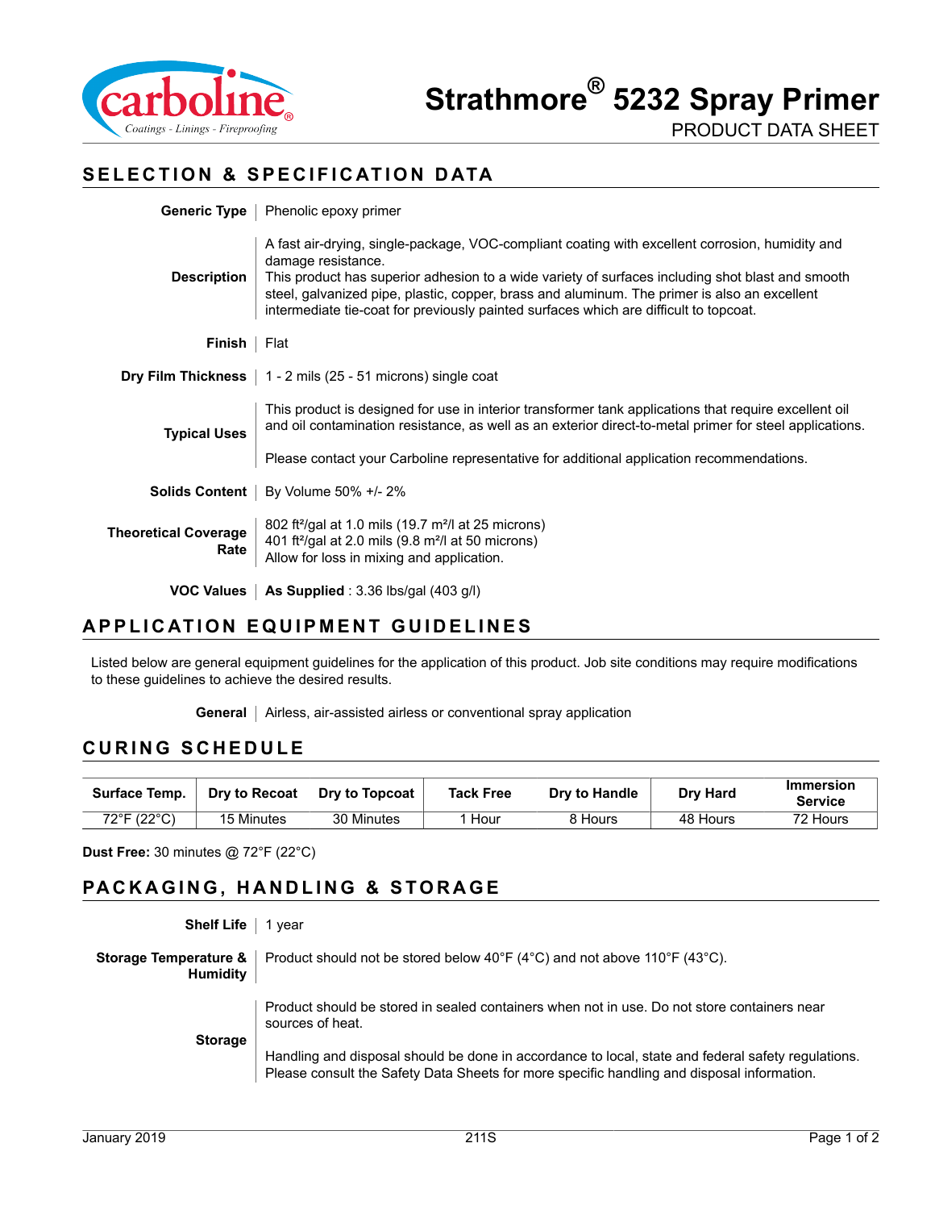# Strathmore® 5232 Spray Primer

PRODUCT DATA SHEET

## SELECTION & SPECIFICATION DATA

**Generic Type** | Phenolic epoxy primer

**Description** | A fast air-drying, single-package, VOC-compliant coating with excellent corrosion, humidity and damage resistance.
This product has superior adhesion to a wide variety of surfaces including shot blast and smooth steel, galvanized pipe, plastic, copper, brass and aluminum. The primer is also an excellent intermediate tie-coat for previously painted surfaces which are difficult to topcoat.

**Finish** | Flat

**Dry Film Thickness** | 1 - 2 mils (25 - 51 microns) single coat

**Typical Uses** | This product is designed for use in interior transformer tank applications that require excellent oil and oil contamination resistance, as well as an exterior direct-to-metal primer for steel applications.

Please contact your Carboline representative for additional application recommendations.

**Solids Content** | By Volume 50% +/- 2%

**Theoretical Coverage Rate** | 802 ft²/gal at 1.0 mils (19.7 m²/l at 25 microns)
401 ft²/gal at 2.0 mils (9.8 m²/l at 50 microns)
Allow for loss in mixing and application.

**VOC Values** | **As Supplied** : 3.36 lbs/gal (403 g/l)

## APPLICATION EQUIPMENT GUIDELINES

Listed below are general equipment guidelines for the application of this product. Job site conditions may require modifications to these guidelines to achieve the desired results.

**General** | Airless, air-assisted airless or conventional spray application

## CURING SCHEDULE

| Surface Temp. | Dry to Recoat | Dry to Topcoat | Tack Free | Dry to Handle | Dry Hard | Immersion Service |
|---|---|---|---|---|---|---|
| 72°F (22°C) | 15 Minutes | 30 Minutes | 1 Hour | 8 Hours | 48 Hours | 72 Hours |

**Dust Free:** 30 minutes @ 72°F (22°C)

## PACKAGING, HANDLING & STORAGE

**Shelf Life** | 1 year

**Storage Temperature & Humidity** | Product should not be stored below 40°F (4°C) and not above 110°F (43°C).

**Storage** | Product should be stored in sealed containers when not in use. Do not store containers near sources of heat.

Handling and disposal should be done in accordance to local, state and federal safety regulations. Please consult the Safety Data Sheets for more specific handling and disposal information.

January 2019 211S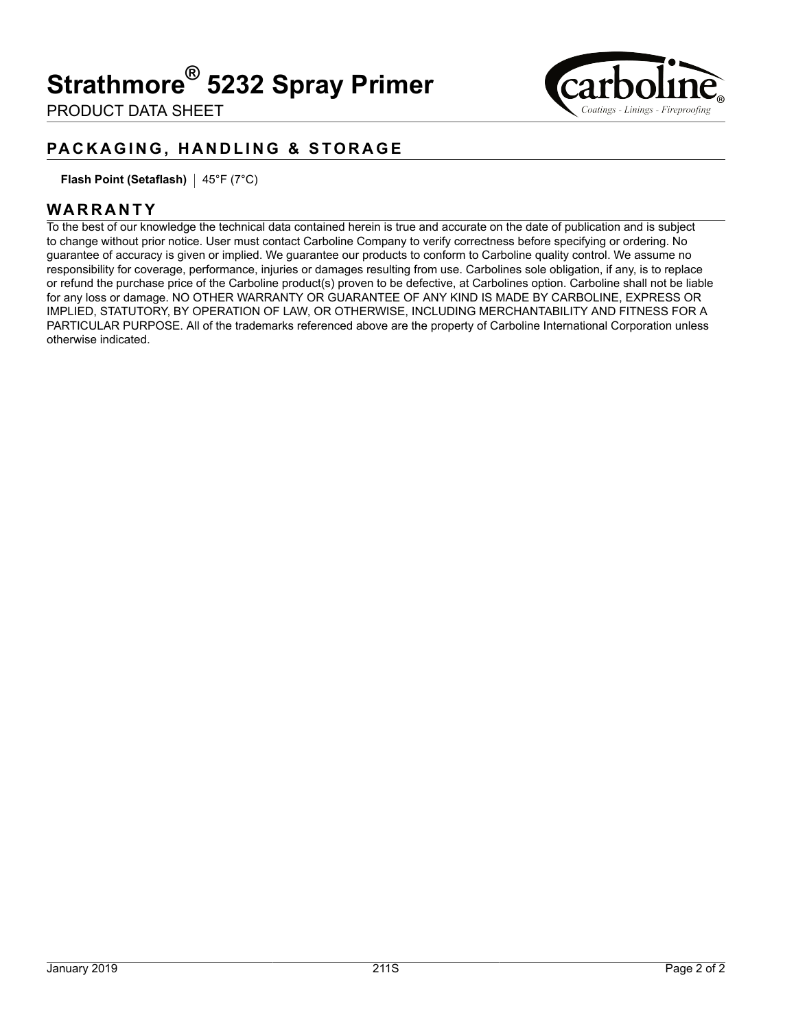## PACKAGING, HANDLING & STORAGE

| | |
|---|---|
| **Flash Point (Setaflash)** | 45°F (7°C) |

## WARRANTY

To the best of our knowledge the technical data contained herein is true and accurate on the date of publication and is subject to change without prior notice. User must contact Carboline Company to verify correctness before specifying or ordering. No guarantee of accuracy is given or implied. We guarantee our products to conform to Carboline quality control. We assume no responsibility for coverage, performance, injuries or damages resulting from use. Carbolines sole obligation, if any, is to replace or refund the purchase price of the Carboline product(s) proven to be defective, at Carbolines option. Carboline shall not be liable for any loss or damage. NO OTHER WARRANTY OR GUARANTEE OF ANY KIND IS MADE BY CARBOLINE, EXPRESS OR IMPLIED, STATUTORY, BY OPERATION OF LAW, OR OTHERWISE, INCLUDING MERCHANTABILITY AND FITNESS FOR A PARTICULAR PURPOSE. All of the trademarks referenced above are the property of Carboline International Corporation unless otherwise indicated.